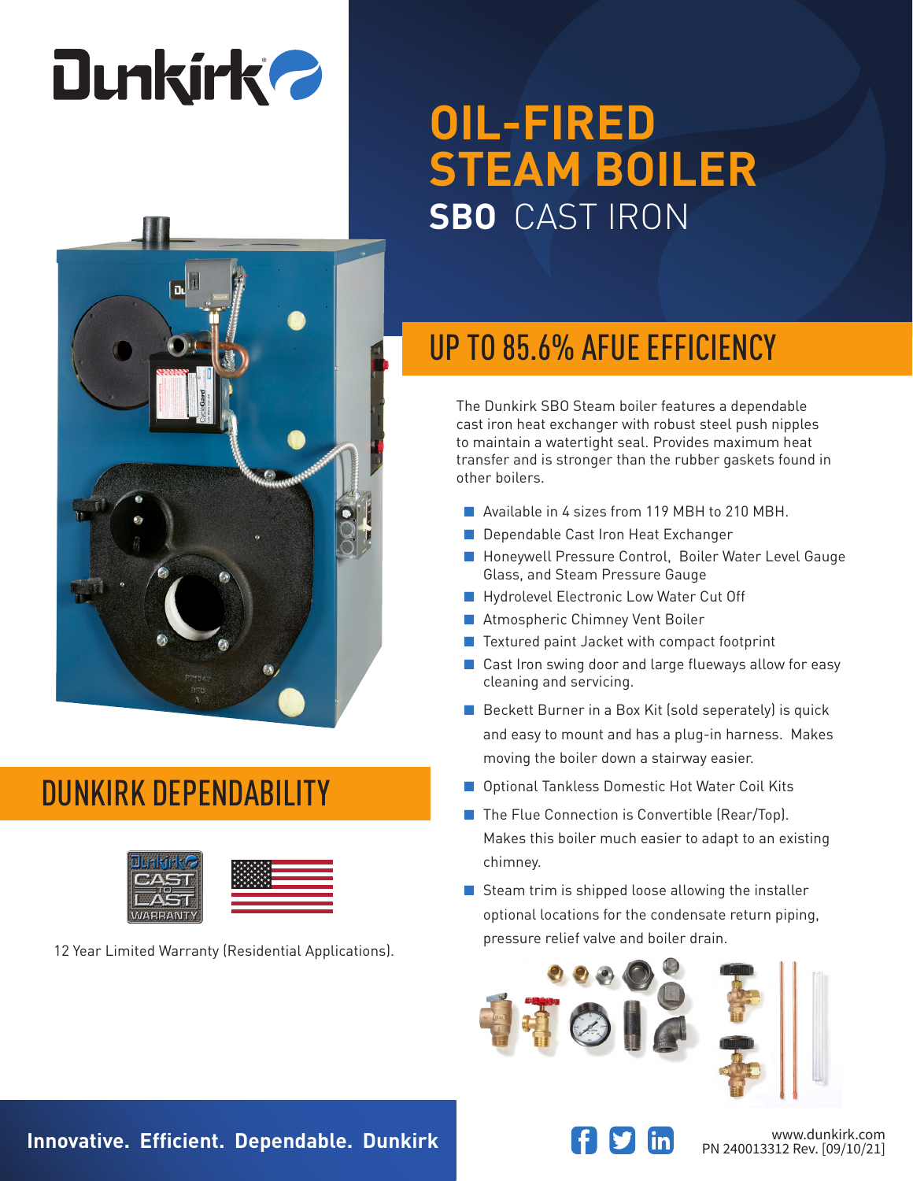Dunkirk

# OIL-FIRED STEAM BOILER

## SBO CAST IRON

## UP TO 85.6% AFUE EFFICIENCY

The Dunkirk SBO Steam boiler features a dependable cast iron heat exchanger with robust steel push nipples to maintain a watertight seal. Provides maximum heat transfer and is stronger than the rubber gaskets found in other boilers.

- Available in 4 sizes from 119 MBH to 210 MBH.
- Dependable Cast Iron Heat Exchanger
- Honeywell Pressure Control, Boiler Water Level Gauge Glass, and Steam Pressure Gauge
- Hydrolevel Electronic Low Water Cut Off
- Atmospheric Chimney Vent Boiler
- Textured paint Jacket with compact footprint
- Cast Iron swing door and large flueways allow for easy cleaning and servicing.
- Beckett Burner in a Box Kit (sold seperately) is quick and easy to mount and has a plug-in harness. Makes moving the boiler down a stairway easier.
- Optional Tankless Domestic Hot Water Coil Kits
- The Flue Connection is Convertible (Rear/Top). Makes this boiler much easier to adapt to an existing chimney.
- Steam trim is shipped loose allowing the installer optional locations for the condensate return piping, pressure relief valve and boiler drain.

## DUNKIRK DEPENDABILITY

Dunkirk CAST TO LAST WARRANTY

12 Year Limited Warranty (Residential Applications).

**Innovative. Efficient. Dependable. Dunkirk**

www.dunkirk.com
PN 240013312 Rev. [09/10/21]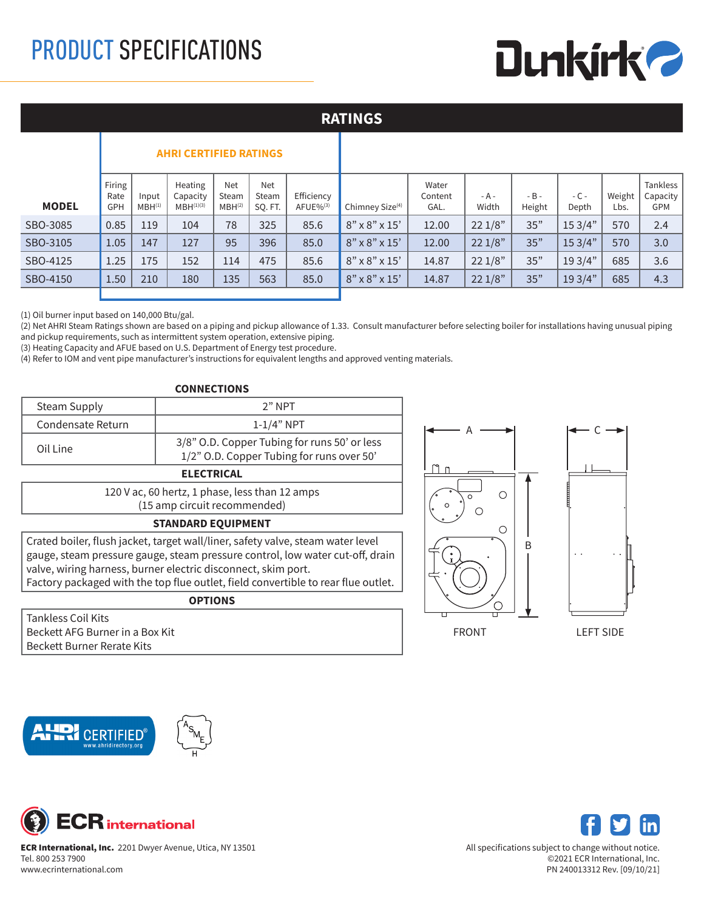# PRODUCT SPECIFICATIONS

## RATINGS

| MODEL | AHRI CERTIFIED RATINGS: Firing Rate GPH | Input MBH[1] | Heating Capacity MBH[1][3] | Net Steam MBH[2] | Net Steam SQ. FT. | Efficiency AFUE%[3] | Chimney Size[4] | Water Content GAL. | - A - Width | - B - Height | - C - Depth | Weight Lbs. | Tankless Capacity GPM |
|---|---|---|---|---|---|---|---|---|---|---|---|---|---|
| SBO-3085 | 0.85 | 119 | 104 | 78 | 325 | 85.6 | 8" x 8" x 15' | 12.00 | 22 1/8" | 35" | 15 3/4" | 570 | 2.4 |
| SBO-3105 | 1.05 | 147 | 127 | 95 | 396 | 85.0 | 8" x 8" x 15' | 12.00 | 22 1/8" | 35" | 15 3/4" | 570 | 3.0 |
| SBO-4125 | 1.25 | 175 | 152 | 114 | 475 | 85.6 | 8" x 8" x 15' | 14.87 | 22 1/8" | 35" | 19 3/4" | 685 | 3.6 |
| SBO-4150 | 1.50 | 210 | 180 | 135 | 563 | 85.0 | 8" x 8" x 15' | 14.87 | 22 1/8" | 35" | 19 3/4" | 685 | 4.3 |

(1) Oil burner input based on 140,000 Btu/gal.
(2) Net AHRI Steam Ratings shown are based on a piping and pickup allowance of 1.33. Consult manufacturer before selecting boiler for installations having unusual piping and pickup requirements, such as intermittent system operation, extensive piping.
(3) Heating Capacity and AFUE based on U.S. Department of Energy test procedure.
(4) Refer to IOM and vent pipe manufacturer's instructions for equivalent lengths and approved venting materials.

### CONNECTIONS

| | |
|---|---|
| Steam Supply | 2" NPT |
| Condensate Return | 1-1/4" NPT |
| Oil Line | 3/8" O.D. Copper Tubing for runs 50' or less<br>1/2" O.D. Copper Tubing for runs over 50' |

### ELECTRICAL

120 V ac, 60 hertz, 1 phase, less than 12 amps
(15 amp circuit recommended)

### STANDARD EQUIPMENT

Crated boiler, flush jacket, target wall/liner, safety valve, steam water level gauge, steam pressure gauge, steam pressure control, low water cut-off, drain valve, wiring harness, burner electric disconnect, skim port.
Factory packaged with the top flue outlet, field convertible to rear flue outlet.

### OPTIONS

Tankless Coil Kits
Beckett AFG Burner in a Box Kit
Beckett Burner Rerate Kits

A
B
C
FRONT
LEFT SIDE

**ECR International, Inc.** 2201 Dwyer Avenue, Utica, NY 13501
Tel. 800 253 7900
www.ecrinternational.com

All specifications subject to change without notice.
©2021 ECR International, Inc.
PN 240013312 Rev. [09/10/21]